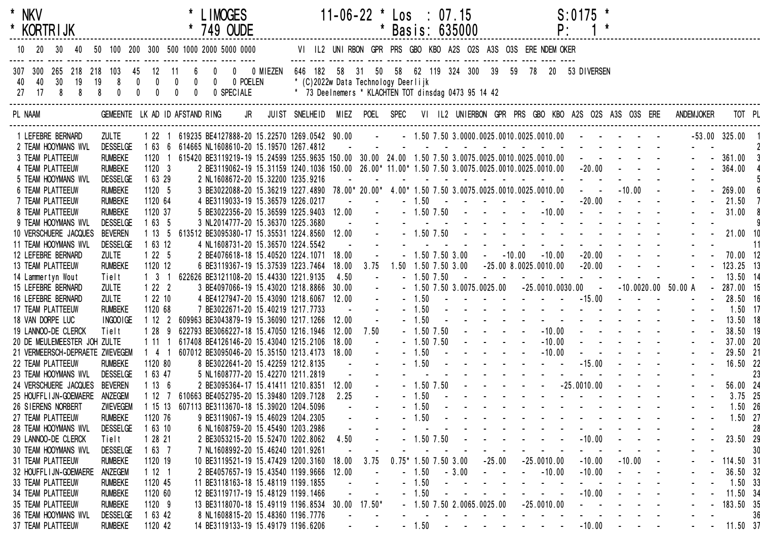* NKV * LIMOGES 11-06-22 * Los : 07.15 S:0175 *
* KORTRIJK * 749 OUDE * Basis: 635000 P: 1 *

| 10 | 20 | 30 | 40 | 50 | 100 | 200 | 300 | 500 | 1000 | 2000 | 5000 | 0000 | |
|---|---|---|---|---|---|---|---|---|---|---|---|---|---|
| 307 | 300 | 265 | 218 | 218 | 103 | 45 | 12 | 11 | 6 | 0 | 0 | 0 | MIEZEN |
| 40 | 40 | 30 | 19 | 19 | 8 | 0 | 0 | 0 | 0 | 0 | | | POELEN |
| 27 | 17 | 8 | 8 | 8 | 0 | 0 | 0 | 0 | 0 | | | | SPECIALE |

| VI | IL2 | UNI | RBON | GPR | PRS | GBO | KBO | A2S | O2S | A3S | O3S | ERE | NDEM | OKER | |
|---|---|---|---|---|---|---|---|---|---|---|---|---|---|---|---|
| 646 | 182 | 58 | 31 | 50 | 58 | 62 | 119 | 324 | 300 | 39 | 59 | 78 | 20 | 53 | DIVERSEN |

* (C)2022w Data Technology Deerlijk
* 73 Deelnemers * KLACHTEN TOT dinsdag 0473 95 14 42

| PL | NAAM | GEMEENTE | LK | AD | ID | AFSTAND | RING JR | JUIST | SNELHEID | MIEZ | POEL | SPEC | VI | IL2 | UNI | RBON | GPR | PRS | GBO | KBO | A2S | O2S | A3S | O3S | ERE | ANDEM | JOKER | TOT | PL |
|---|---|---|---|---|---|---|---|---|---|---|---|---|---|---|---|---|---|---|---|---|---|---|---|---|---|---|---|---|---|
| 1 | LEFEBRE BERNARD | ZULTE | 1 | 22 | 1 | 619235 | BE4127888-20 | 15.22570 | 1269.0542 | 90.00 | - | - | 1.50 | 7.50 | 3.00 | 00.00 | 25.00 | 10.00 | 25.00 | 10.00 | - | - | - | - | - | | -53.00 | 325.00 | 1 |
| 2 | TEAM HOOYMANS WVL | DESSELGE | 1 | 63 | 6 | 614665 | NL1608610-20 | 15.19570 | 1267.4812 | - | - | - | - | - | - | - | - | - | - | - | - | - | - | - | - | | - | | 2 |
| 3 | TEAM PLATTEEUW | RUMBEKE | 1 | 120 | 1 | 615420 | BE3119219-19 | 15.24599 | 1255.9635 | 150.00 | 30.00 | 24.00 | 1.50 | 7.50 | 3.00 | 75.00 | 25.00 | 10.00 | 25.00 | 10.00 | - | - | - | - | - | | - | 361.00 | 3 |
| 4 | TEAM PLATTEEUW | RUMBEKE | 1 | 120 | 3 | 2 | BE3119062-19 | 15.31159 | 1240.1036 | 150.00 | 26.00* | 11.00* | 1.50 | 7.50 | 3.00 | 75.00 | 25.00 | 10.00 | 25.00 | 10.00 | - | 20.00 | - | - | - | | - | 364.00 | 4 |
| 5 | TEAM HOOYMANS WVL | DESSELGE | 1 | 63 | 29 | 2 | NL1608672-20 | 15.32200 | 1235.9216 | - | - | - | - | - | - | - | - | - | - | - | - | - | - | - | - | | - | | 5 |
| 6 | TEAM PLATTEEUW | RUMBEKE | 1 | 120 | 5 | 3 | BE3022088-20 | 15.36219 | 1227.4890 | 78.00* | 20.00* | 4.00* | 1.50 | 7.50 | 3.00 | 75.00 | 25.00 | 10.00 | 25.00 | 10.00 | - | - | - | 10.00 | - | | - | 269.00 | 6 |
| 7 | TEAM PLATTEEUW | RUMBEKE | 1 | 120 | 64 | 4 | BE3119033-19 | 15.36579 | 1226.0217 | - | - | - | 1.50 | - | - | - | - | - | - | - | - | 20.00 | - | - | - | | - | 21.50 | 7 |
| 8 | TEAM PLATTEEUW | RUMBEKE | 1 | 120 | 37 | 5 | BE3022356-20 | 15.36599 | 1225.9403 | 12.00 | - | - | 1.50 | 7.50 | - | - | - | - | - | 10.00 | - | - | - | - | - | | - | 31.00 | 8 |
| 9 | TEAM HOOYMANS WVL | DESSELGE | 1 | 63 | 5 | 3 | NL2014777-20 | 15.36370 | 1225.3680 | - | - | - | - | - | - | - | - | - | - | - | - | - | - | - | - | | - | | 9 |
| 10 | VERSCHUERE JACQUES | BEVEREN | 1 | 13 | 5 | 613512 | BE3095380-17 | 15.35531 | 1224.8560 | 12.00 | - | - | 1.50 | 7.50 | - | - | - | - | - | - | - | - | - | - | - | | - | 21.00 | 10 |
| 11 | TEAM HOOYMANS WVL | DESSELGE | 1 | 63 | 12 | 4 | NL1608731-20 | 15.36570 | 1224.5542 | - | - | - | - | - | - | - | - | - | - | - | - | - | - | - | - | | - | | 11 |
| 12 | LEFEBRE BERNARD | ZULTE | 1 | 22 | 5 | 2 | BE4076618-18 | 15.40520 | 1224.1071 | 18.00 | - | - | 1.50 | 7.50 | 3.00 | - | - | 10.00 | - | 10.00 | - | 20.00 | - | - | - | | - | 70.00 | 12 |
| 13 | TEAM PLATTEEUW | RUMBEKE | 1 | 120 | 12 | 6 | BE3119367-19 | 15.37539 | 1223.7464 | 18.00 | 3.75 | 1.50 | 1.50 | 7.50 | 3.00 | - | 25.00 | 8.00 | 25.00 | 10.00 | - | 20.00 | - | - | - | | - | 123.25 | 13 |
| 14 | Lammertyn Wout | Tielt | 1 | 3 | 1 | 622626 | BE3121108-20 | 15.44330 | 1221.9135 | 4.50 | - | - | 1.50 | 7.50 | - | - | - | - | - | - | - | - | - | - | - | | - | 13.50 | 14 |
| 15 | LEFEBRE BERNARD | ZULTE | 1 | 22 | 2 | 3 | BE4097066-19 | 15.43020 | 1218.8866 | 30.00 | - | - | 1.50 | 7.50 | 3.00 | 75.00 | 25.00 | - | 25.00 | 10.00 | 30.00 | - | - | 10.00 | 20.00 | 50.00 A | | 287.00 | 15 |
| 16 | LEFEBRE BERNARD | ZULTE | 1 | 22 | 10 | 4 | BE4127947-20 | 15.43090 | 1218.6067 | 12.00 | - | - | 1.50 | - | - | - | - | - | - | - | - | 15.00 | - | - | - | | - | 28.50 | 16 |
| 17 | TEAM PLATTEEUW | RUMBEKE | 1 | 120 | 68 | 7 | BE3022671-20 | 15.40219 | 1217.7733 | - | - | - | 1.50 | - | - | - | - | - | - | - | - | - | - | - | - | | - | 1.50 | 17 |
| 18 | VAN DORPE LUC | INGOOIGE | 1 | 12 | 2 | 609963 | BE3043879-19 | 15.36090 | 1217.1266 | 12.00 | - | - | 1.50 | - | - | - | - | - | - | - | - | - | - | - | - | | - | 13.50 | 18 |
| 19 | LANNOO-DE CLERCK | Tielt | 1 | 28 | 9 | 622793 | BE3066227-18 | 15.47050 | 1216.1946 | 12.00 | 7.50 | - | 1.50 | 7.50 | - | - | - | - | - | 10.00 | - | - | - | - | - | | - | 38.50 | 19 |
| 20 | DE MEULEMEESTER JOH | ZULTE | 1 | 11 | 1 | 617408 | BE4126146-20 | 15.43040 | 1215.2106 | 18.00 | - | - | 1.50 | 7.50 | - | - | - | - | - | 10.00 | - | - | - | - | - | | - | 37.00 | 20 |
| 21 | VERMEERSCH-DEPRAETE | ZWEVEGEM | 1 | 4 | 1 | 607012 | BE3095046-20 | 15.35150 | 1213.4173 | 18.00 | - | - | 1.50 | - | - | - | - | - | - | 10.00 | - | - | - | - | - | | - | 29.50 | 21 |
| 22 | TEAM PLATTEEUW | RUMBEKE | 1 | 120 | 80 | 8 | BE3022641-20 | 15.42259 | 1212.8135 | - | - | - | 1.50 | - | - | - | - | - | - | - | - | 15.00 | - | - | - | | - | 16.50 | 22 |
| 23 | TEAM HOOYMANS WVL | DESSELGE | 1 | 63 | 47 | 5 | NL1608777-20 | 15.42270 | 1211.2819 | - | - | - | - | - | - | - | - | - | - | - | - | - | - | - | - | | - | | 23 |
| 24 | VERSCHUERE JACQUES | BEVEREN | 1 | 13 | 6 | 2 | BE3095364-17 | 15.41411 | 1210.8351 | 12.00 | - | - | 1.50 | 7.50 | - | - | - | - | - | - | 25.00 | 10.00 | - | - | - | | - | 56.00 | 24 |
| 25 | HOUFFLIJN-GOEMAERE | ANZEGEM | 1 | 12 | 7 | 610663 | BE4052795-20 | 15.39480 | 1209.7128 | 2.25 | - | - | 1.50 | - | - | - | - | - | - | - | - | - | - | - | - | | - | 3.75 | 25 |
| 26 | SIERENS NORBERT | ZWEVEGEM | 1 | 15 | 13 | 607113 | BE3113670-18 | 15.39020 | 1204.5096 | - | - | - | 1.50 | - | - | - | - | - | - | - | - | - | - | - | - | | - | 1.50 | 26 |
| 27 | TEAM PLATTEEUW | RUMBEKE | 1 | 120 | 76 | 9 | BE3119067-19 | 15.46029 | 1204.2305 | - | - | - | 1.50 | - | - | - | - | - | - | - | - | - | - | - | - | | - | 1.50 | 27 |
| 28 | TEAM HOOYMANS WVL | DESSELGE | 1 | 63 | 10 | 6 | NL1608759-20 | 15.45490 | 1203.2986 | - | - | - | - | - | - | - | - | - | - | - | - | - | - | - | - | | - | | 28 |
| 29 | LANNOO-DE CLERCK | Tielt | 1 | 28 | 21 | 2 | BE3053215-20 | 15.52470 | 1202.8062 | 4.50 | - | - | 1.50 | 7.50 | - | - | - | - | - | - | - | 10.00 | - | - | - | | - | 23.50 | 29 |
| 30 | TEAM HOOYMANS WVL | DESSELGE | 1 | 63 | 7 | 7 | NL1608992-20 | 15.46240 | 1201.9261 | - | - | - | - | - | - | - | - | - | - | - | - | - | - | - | - | | - | | 30 |
| 31 | TEAM PLATTEEUW | RUMBEKE | 1 | 120 | 19 | 10 | BE3119521-19 | 15.47429 | 1200.3160 | 18.00 | 3.75 | 0.75* | 1.50 | 7.50 | 3.00 | - | 25.00 | - | 25.00 | 10.00 | - | 10.00 | - | 10.00 | - | | - | 114.50 | 31 |
| 32 | HOUFFLIJN-GOEMAERE | ANZEGEM | 1 | 12 | 1 | 2 | BE4057657-19 | 15.43540 | 1199.9666 | 12.00 | - | - | 1.50 | - | 3.00 | - | - | - | - | 10.00 | - | 10.00 | - | - | - | | - | 36.50 | 32 |
| 33 | TEAM PLATTEEUW | RUMBEKE | 1 | 120 | 45 | 11 | BE3118163-18 | 15.48119 | 1199.1855 | - | - | - | 1.50 | - | - | - | - | - | - | - | - | - | - | - | - | | - | 1.50 | 33 |
| 34 | TEAM PLATTEEUW | RUMBEKE | 1 | 120 | 60 | 12 | BE3119717-19 | 15.48129 | 1199.1466 | - | - | - | 1.50 | - | - | - | - | - | - | - | - | 10.00 | - | - | - | | - | 11.50 | 34 |
| 35 | TEAM PLATTEEUW | RUMBEKE | 1 | 120 | 9 | 13 | BE3118070-18 | 15.49119 | 1196.8534 | 30.00 | 17.50* | - | 1.50 | 7.50 | 2.00 | 65.00 | 25.00 | - | 25.00 | 10.00 | - | - | - | - | - | | - | 183.50 | 35 |
| 36 | TEAM HOOYMANS WVL | DESSELGE | 1 | 63 | 42 | 8 | NL1608815-20 | 15.48360 | 1196.7776 | - | - | - | - | - | - | - | - | - | - | - | - | - | - | - | - | | - | | 36 |
| 37 | TEAM PLATTEEUW | RUMBEKE | 1 | 120 | 42 | 14 | BE3119133-19 | 15.49179 | 1196.6206 | - | - | - | 1.50 | - | - | - | - | - | - | - | - | 10.00 | - | - | - | | - | 11.50 | 37 |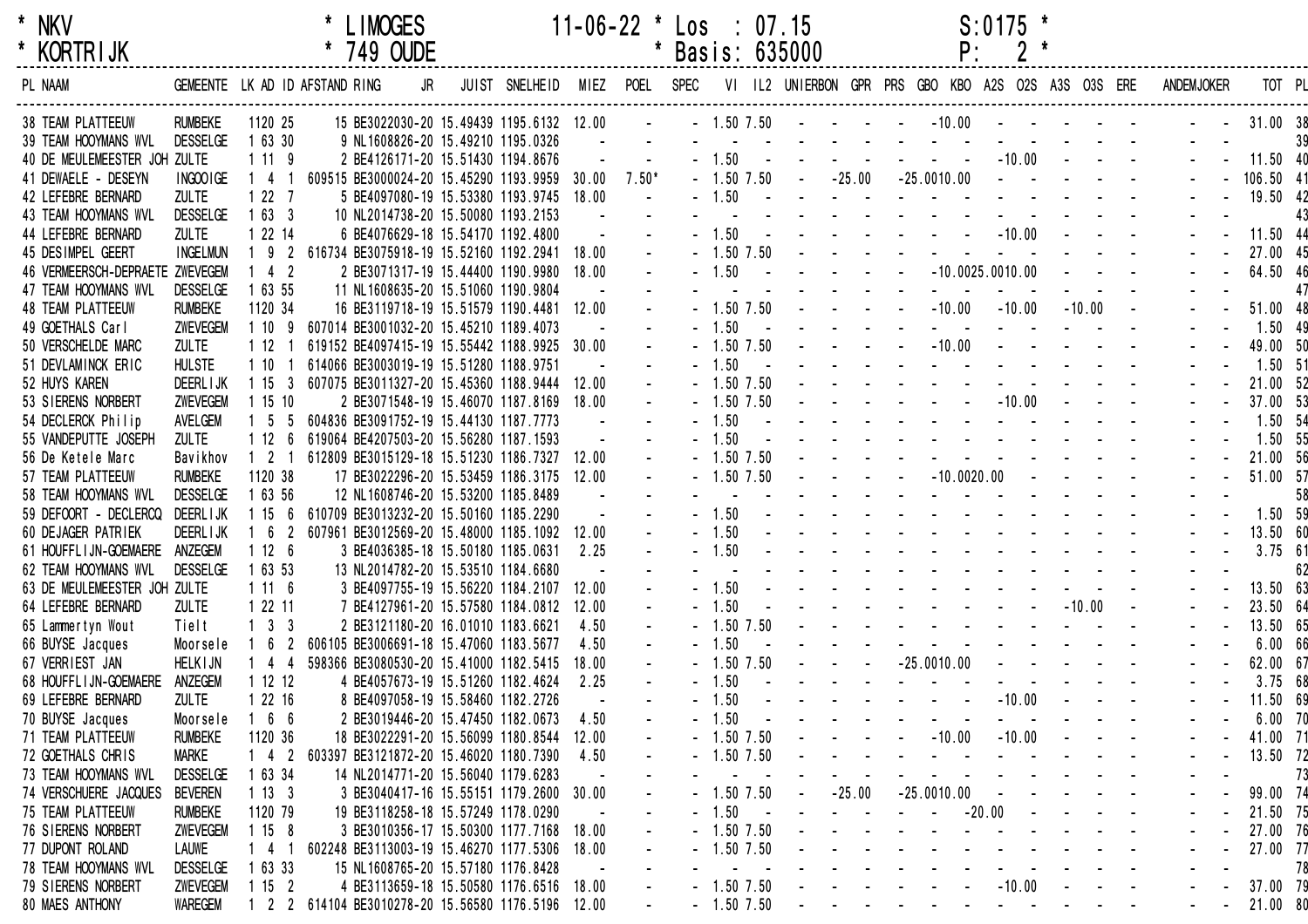```
* NKV                    * LIMOGES        11-06-22 * Los   : 07.15          S:0175 *
* KORTRIJK               * 749 OUDE                * Basis: 635000          P:   2 *
```

| PL | NAAM | GEMEENTE | LK | AD | ID | AFSTAND | RING JR | JUIST | SNELHEID | MIEZ | POEL | SPEC | VI | IL2 | UNIERBON | GPR | PRS | GBO | KBO | A2S | O2S | A3S | O3S | ERE | ANDEM | JOKER | TOT | PL |
|---|---|---|---|---|---|---|---|---|---|---|---|---|---|---|---|---|---|---|---|---|---|---|---|---|---|---|---|---|
| 38 | TEAM PLATTEEUW | RUMBEKE | 1 | 120 | 25 | 15 | BE3022030-20 | 15.49439 | 1195.6132 | 12.00 | - | - | 1.50 | 7.50 | - | - | - | - | -10.00 | - | - | - | - | - | - | - | 31.00 | 38 |
| 39 | TEAM HOOYMANS WVL | DESSELGE | 1 | 63 | 30 | 9 | NL1608826-20 | 15.49210 | 1195.0326 | - | - | - | - | - | - | - | - | - | - | - | - | - | - | - | - | - | | 39 |
| 40 | DE MEULEMEESTER JOH | ZULTE | 1 | 11 | 9 | 2 | BE4126171-20 | 15.51430 | 1194.8676 | - | - | - | 1.50 | - | - | - | - | - | - | - | -10.00 | - | - | - | - | - | 11.50 | 40 |
| 41 | DEWAELE - DESEYN | INGOOIGE | 1 | 4 | 1 | 609515 | BE3000024-20 | 15.45290 | 1193.9959 | 30.00 | 7.50* | - | 1.50 | 7.50 | - | -25.00 | - | -25.00 | 10.00 | - | - | - | - | - | - | - | 106.50 | 41 |
| 42 | LEFEBRE BERNARD | ZULTE | 1 | 22 | 7 | 5 | BE4097080-19 | 15.53380 | 1193.9745 | 18.00 | - | - | 1.50 | - | - | - | - | - | - | - | - | - | - | - | - | - | 19.50 | 42 |
| 43 | TEAM HOOYMANS WVL | DESSELGE | 1 | 63 | 3 | 10 | NL2014738-20 | 15.50080 | 1193.2153 | - | - | - | - | - | - | - | - | - | - | - | - | - | - | - | - | - | | 43 |
| 44 | LEFEBRE BERNARD | ZULTE | 1 | 22 | 14 | 6 | BE4076629-18 | 15.54170 | 1192.4800 | - | - | - | 1.50 | - | - | - | - | - | - | - | -10.00 | - | - | - | - | - | 11.50 | 44 |
| 45 | DESIMPEL GEERT | INGELMUN | 1 | 9 | 2 | 616734 | BE3075918-19 | 15.52160 | 1192.2941 | 18.00 | - | - | 1.50 | 7.50 | - | - | - | - | - | - | - | - | - | - | - | - | 27.00 | 45 |
| 46 | VERMEERSCH-DEPRAETE | ZWEVEGEM | 1 | 4 | 2 | 2 | BE3071317-19 | 15.44400 | 1190.9980 | 18.00 | - | - | 1.50 | - | - | - | - | - | -10.00 | 25.00 | 10.00 | - | - | - | - | - | 64.50 | 46 |
| 47 | TEAM HOOYMANS WVL | DESSELGE | 1 | 63 | 55 | 11 | NL1608635-20 | 15.51060 | 1190.9804 | - | - | - | - | - | - | - | - | - | - | - | - | - | - | - | - | - | | 47 |
| 48 | TEAM PLATTEEUW | RUMBEKE | 1 | 120 | 34 | 16 | BE3119718-19 | 15.51579 | 1190.4481 | 12.00 | - | - | 1.50 | 7.50 | - | - | - | - | -10.00 | - | -10.00 | - | -10.00 | - | - | - | 51.00 | 48 |
| 49 | GOETHALS Carl | ZWEVEGEM | 1 | 10 | 9 | 607014 | BE3001032-20 | 15.45210 | 1189.4073 | - | - | - | 1.50 | - | - | - | - | - | - | - | - | - | - | - | - | - | 1.50 | 49 |
| 50 | VERSCHELDE MARC | ZULTE | 1 | 12 | 1 | 619152 | BE4097415-19 | 15.55442 | 1188.9925 | 30.00 | - | - | 1.50 | 7.50 | - | - | - | - | -10.00 | - | - | - | - | - | - | - | 49.00 | 50 |
| 51 | DEVLAMINCK ERIC | HULSTE | 1 | 10 | 1 | 614066 | BE3003019-19 | 15.51280 | 1188.9751 | - | - | - | 1.50 | - | - | - | - | - | - | - | - | - | - | - | - | - | 1.50 | 51 |
| 52 | HUYS KAREN | DEERLIJK | 1 | 15 | 3 | 607075 | BE3011327-20 | 15.45360 | 1188.9444 | 12.00 | - | - | 1.50 | 7.50 | - | - | - | - | - | - | - | - | - | - | - | - | 21.00 | 52 |
| 53 | SIERENS NORBERT | ZWEVEGEM | 1 | 15 | 10 | 2 | BE3071548-19 | 15.46070 | 1187.8169 | 18.00 | - | - | 1.50 | 7.50 | - | - | - | - | - | - | -10.00 | - | - | - | - | - | 37.00 | 53 |
| 54 | DECLERCK Philip | AVELGEM | 1 | 5 | 5 | 604836 | BE3091752-19 | 15.44130 | 1187.7773 | - | - | - | 1.50 | - | - | - | - | - | - | - | - | - | - | - | - | - | 1.50 | 54 |
| 55 | VANDEPUTTE JOSEPH | ZULTE | 1 | 12 | 6 | 619064 | BE4207503-20 | 15.56280 | 1187.1593 | - | - | - | 1.50 | - | - | - | - | - | - | - | - | - | - | - | - | - | 1.50 | 55 |
| 56 | De Ketele Marc | Bavikhov | 1 | 2 | 1 | 612809 | BE3015129-18 | 15.51230 | 1186.7327 | 12.00 | - | - | 1.50 | 7.50 | - | - | - | - | - | - | - | - | - | - | - | - | 21.00 | 56 |
| 57 | TEAM PLATTEEUW | RUMBEKE | 1 | 120 | 38 | 17 | BE3022296-20 | 15.53459 | 1186.3175 | 12.00 | - | - | 1.50 | 7.50 | - | - | - | - | -10.00 | 20.00 | - | - | - | - | - | - | 51.00 | 57 |
| 58 | TEAM HOOYMANS WVL | DESSELGE | 1 | 63 | 56 | 12 | NL1608746-20 | 15.53200 | 1185.8489 | - | - | - | - | - | - | - | - | - | - | - | - | - | - | - | - | - | | 58 |
| 59 | DEFOORT - DECLERCQ | DEERLIJK | 1 | 15 | 6 | 610709 | BE3013232-20 | 15.50160 | 1185.2290 | - | - | - | 1.50 | - | - | - | - | - | - | - | - | - | - | - | - | - | 1.50 | 59 |
| 60 | DEJAGER PATRIEK | DEERLIJK | 1 | 6 | 2 | 607961 | BE3012569-20 | 15.48000 | 1185.1092 | 12.00 | - | - | 1.50 | - | - | - | - | - | - | - | - | - | - | - | - | - | 13.50 | 60 |
| 61 | HOUFFLIJN-GOEMAERE | ANZEGEM | 1 | 12 | 6 | 3 | BE4036385-18 | 15.50180 | 1185.0631 | 2.25 | - | - | 1.50 | - | - | - | - | - | - | - | - | - | - | - | - | - | 3.75 | 61 |
| 62 | TEAM HOOYMANS WVL | DESSELGE | 1 | 63 | 53 | 13 | NL2014782-20 | 15.53510 | 1184.6680 | - | - | - | - | - | - | - | - | - | - | - | - | - | - | - | - | - | | 62 |
| 63 | DE MEULEMEESTER JOH | ZULTE | 1 | 11 | 6 | 3 | BE4097755-19 | 15.56220 | 1184.2107 | 12.00 | - | - | 1.50 | - | - | - | - | - | - | - | - | - | - | - | - | - | 13.50 | 63 |
| 64 | LEFEBRE BERNARD | ZULTE | 1 | 22 | 11 | 7 | BE4127961-20 | 15.57580 | 1184.0812 | 12.00 | - | - | 1.50 | - | - | - | - | - | - | - | - | - | -10.00 | - | - | - | 23.50 | 64 |
| 65 | Lammertyn Wout | Tielt | 1 | 3 | 3 | 2 | BE3121180-20 | 16.01010 | 1183.6621 | 4.50 | - | - | 1.50 | 7.50 | - | - | - | - | - | - | - | - | - | - | - | - | 13.50 | 65 |
| 66 | BUYSE Jacques | Moorsele | 1 | 6 | 2 | 606105 | BE3006691-18 | 15.47060 | 1183.5677 | 4.50 | - | - | 1.50 | - | - | - | - | - | - | - | - | - | - | - | - | - | 6.00 | 66 |
| 67 | VERRIEST JAN | HELKIJN | 1 | 4 | 4 | 598366 | BE3080530-20 | 15.41000 | 1182.5415 | 18.00 | - | - | 1.50 | 7.50 | - | - | - | -25.00 | 10.00 | - | - | - | - | - | - | - | 62.00 | 67 |
| 68 | HOUFFLIJN-GOEMAERE | ANZEGEM | 1 | 12 | 12 | 4 | BE4057673-19 | 15.51260 | 1182.4624 | 2.25 | - | - | 1.50 | - | - | - | - | - | - | - | - | - | - | - | - | - | 3.75 | 68 |
| 69 | LEFEBRE BERNARD | ZULTE | 1 | 22 | 16 | 8 | BE4097058-19 | 15.58460 | 1182.2726 | - | - | - | 1.50 | - | - | - | - | - | - | - | -10.00 | - | - | - | - | - | 11.50 | 69 |
| 70 | BUYSE Jacques | Moorsele | 1 | 6 | 6 | 2 | BE3019446-20 | 15.47450 | 1182.0673 | 4.50 | - | - | 1.50 | - | - | - | - | - | - | - | - | - | - | - | - | - | 6.00 | 70 |
| 71 | TEAM PLATTEEUW | RUMBEKE | 1 | 120 | 36 | 18 | BE3022291-20 | 15.56099 | 1180.8544 | 12.00 | - | - | 1.50 | 7.50 | - | - | - | - | -10.00 | - | -10.00 | - | - | - | - | - | 41.00 | 71 |
| 72 | GOETHALS CHRIS | MARKE | 1 | 4 | 2 | 603397 | BE3121872-20 | 15.46020 | 1180.7390 | 4.50 | - | - | 1.50 | 7.50 | - | - | - | - | - | - | - | - | - | - | - | - | 13.50 | 72 |
| 73 | TEAM HOOYMANS WVL | DESSELGE | 1 | 63 | 34 | 14 | NL2014771-20 | 15.56040 | 1179.6283 | - | - | - | - | - | - | - | - | - | - | - | - | - | - | - | - | - | | 73 |
| 74 | VERSCHUERE JACQUES | BEVEREN | 1 | 13 | 3 | 3 | BE3040417-16 | 15.55151 | 1179.2600 | 30.00 | - | - | 1.50 | 7.50 | - | -25.00 | - | -25.00 | 10.00 | - | - | - | - | - | - | - | 99.00 | 74 |
| 75 | TEAM PLATTEEUW | RUMBEKE | 1 | 120 | 79 | 19 | BE3118258-18 | 15.57249 | 1178.0290 | - | - | - | 1.50 | - | - | - | - | - | - | -20.00 | - | - | - | - | - | - | 21.50 | 75 |
| 76 | SIERENS NORBERT | ZWEVEGEM | 1 | 15 | 8 | 3 | BE3010356-17 | 15.50300 | 1177.7168 | 18.00 | - | - | 1.50 | 7.50 | - | - | - | - | - | - | - | - | - | - | - | - | 27.00 | 76 |
| 77 | DUPONT ROLAND | LAUWE | 1 | 4 | 1 | 602248 | BE3113003-19 | 15.46270 | 1177.5306 | 18.00 | - | - | 1.50 | 7.50 | - | - | - | - | - | - | - | - | - | - | - | - | 27.00 | 77 |
| 78 | TEAM HOOYMANS WVL | DESSELGE | 1 | 63 | 33 | 15 | NL1608765-20 | 15.57180 | 1176.8428 | - | - | - | - | - | - | - | - | - | - | - | - | - | - | - | - | - | | 78 |
| 79 | SIERENS NORBERT | ZWEVEGEM | 1 | 15 | 2 | 4 | BE3113659-18 | 15.50580 | 1176.6516 | 18.00 | - | - | 1.50 | 7.50 | - | - | - | - | - | - | -10.00 | - | - | - | - | - | 37.00 | 79 |
| 80 | MAES ANTHONY | WAREGEM | 1 | 2 | 2 | 614104 | BE3010278-20 | 15.56580 | 1176.5196 | 12.00 | - | - | 1.50 | 7.50 | - | - | - | - | - | - | - | - | - | - | - | - | 21.00 | 80 |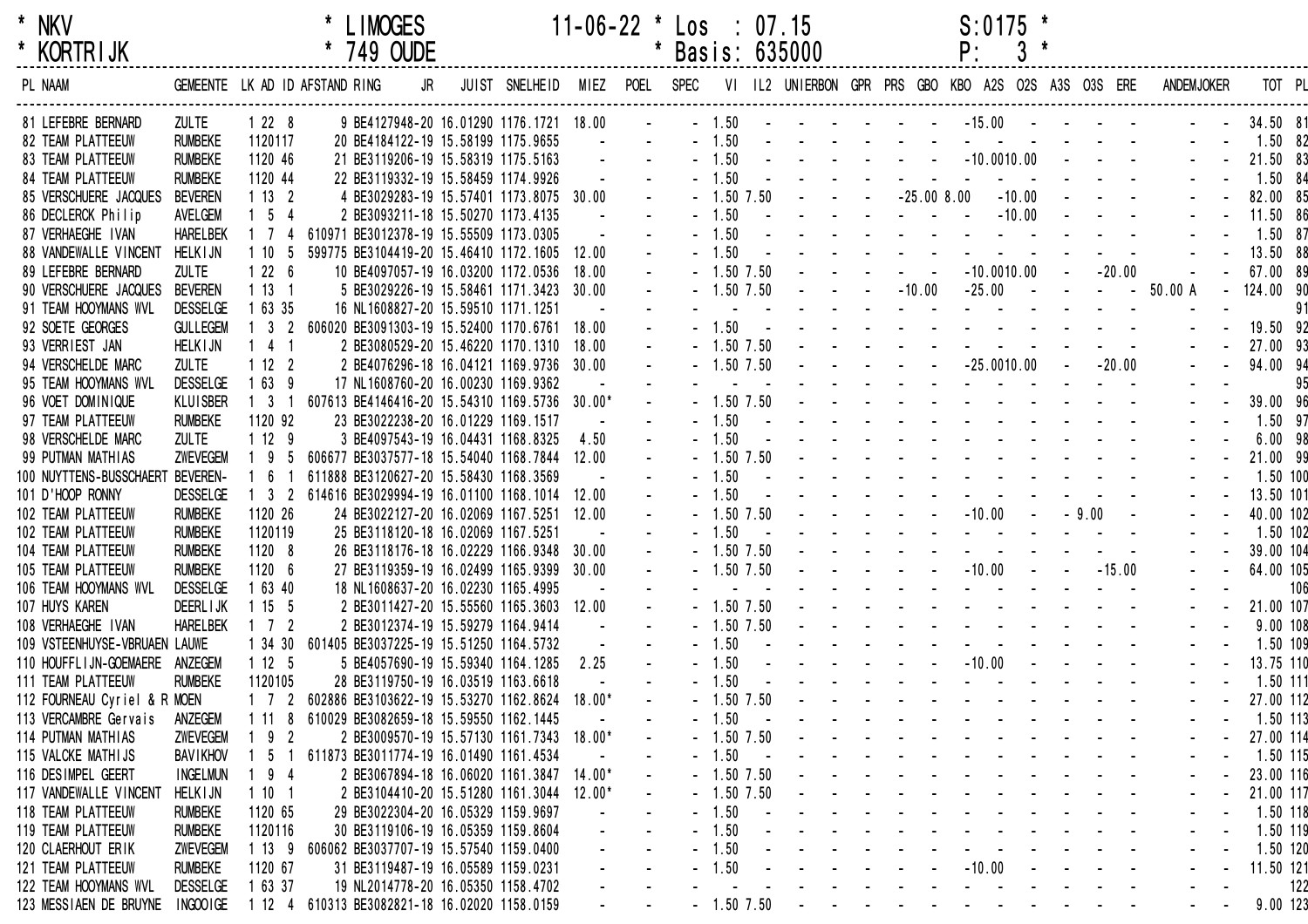| * NKV | * LIMOGES | 11-06-22 | * Los : 07.15 | S:0175 * |
|---|---|---|---|---|
| * KORTRIJK | * 749 OUDE | | * Basis: 635000 | P: 3 * |

| PL | NAAM | GEMEENTE | LK | AD | ID | AFSTAND | RING JR | JUIST | SNELHEID | MIEZ | POEL | SPEC | VI | IL2 | UNIERBON | GPR | PRS | GBO | KBO | A2S | O2S | A3S | O3S | ERE | ANDEM | JOKER | TOT | PL |
|---|---|---|---|---|---|---|---|---|---|---|---|---|---|---|---|---|---|---|---|---|---|---|---|---|---|---|---|---|
| 81 | LEFEBRE BERNARD | ZULTE | 1 | 22 | 8 | 9 | BE4127948-20 | 16.01290 | 1176.1721 | 18.00 | - | - | 1.50 | - | - | - | - | - | - | - | -15.00 | - | - | - | - | - | 34.50 | 81 |
| 82 | TEAM PLATTEEUW | RUMBEKE | 1 | 120 | 117 | 20 | BE4184122-19 | 15.58199 | 1175.9655 | - | - | - | 1.50 | - | - | - | - | - | - | - | - | - | - | - | - | - | 1.50 | 82 |
| 83 | TEAM PLATTEEUW | RUMBEKE | 1 | 120 | 46 | 21 | BE3119206-19 | 15.58319 | 1175.5163 | - | - | - | 1.50 | - | - | - | - | - | - | - | -10.00 | 10.00 | - | - | - | - | 21.50 | 83 |
| 84 | TEAM PLATTEEUW | RUMBEKE | 1 | 120 | 44 | 22 | BE3119332-19 | 15.58459 | 1174.9926 | - | - | - | 1.50 | - | - | - | - | - | - | - | - | - | - | - | - | - | 1.50 | 84 |
| 85 | VERSCHUERE JACQUES | BEVEREN | 1 | 13 | 2 | 4 | BE3029283-19 | 15.57401 | 1173.8075 | 30.00 | - | - | 1.50 | 7.50 | - | - | - | - | -25.00 | 8.00 | -10.00 | - | - | - | - | - | 82.00 | 85 |
| 86 | DECLERCK Philip | AVELGEM | 1 | 5 | 4 | 2 | BE3093211-18 | 15.50270 | 1173.4135 | - | - | - | 1.50 | - | - | - | - | - | - | - | -10.00 | - | - | - | - | - | 11.50 | 86 |
| 87 | VERHAEGHE IVAN | HARELBEK | 1 | 7 | 4 | 610971 | BE3012378-19 | 15.55509 | 1173.0305 | - | - | - | 1.50 | - | - | - | - | - | - | - | - | - | - | - | - | - | 1.50 | 87 |
| 88 | VANDEWALLE VINCENT | HELKIJN | 1 | 10 | 5 | 599775 | BE3104419-20 | 15.46410 | 1172.1605 | 12.00 | - | - | 1.50 | - | - | - | - | - | - | - | - | - | - | - | - | - | 13.50 | 88 |
| 89 | LEFEBRE BERNARD | ZULTE | 1 | 22 | 6 | 10 | BE4097057-19 | 16.03200 | 1172.0536 | 18.00 | - | - | 1.50 | 7.50 | - | - | - | - | - | - | -10.00 | 10.00 | - | -20.00 | - | - | 67.00 | 89 |
| 90 | VERSCHUERE JACQUES | BEVEREN | 1 | 13 | 1 | 5 | BE3029226-19 | 15.58461 | 1171.3423 | 30.00 | - | - | 1.50 | 7.50 | - | - | - | - | -10.00 | - | -25.00 | - | - | - | 50.00 A | - | 124.00 | 90 |
| 91 | TEAM HOOYMANS WVL | DESSELGE | 1 | 63 | 35 | 16 | NL1608827-20 | 15.59510 | 1171.1251 | - | - | - | - | - | - | - | - | - | - | - | - | - | - | - | - | - | | 91 |
| 92 | SOETE GEORGES | GULLEGEM | 1 | 3 | 2 | 606020 | BE3091303-19 | 15.52400 | 1170.6761 | 18.00 | - | - | 1.50 | - | - | - | - | - | - | - | - | - | - | - | - | - | 19.50 | 92 |
| 93 | VERRIEST JAN | HELKIJN | 1 | 4 | 1 | 2 | BE3080529-20 | 15.46220 | 1170.1310 | 18.00 | - | - | 1.50 | 7.50 | - | - | - | - | - | - | - | - | - | - | - | - | 27.00 | 93 |
| 94 | VERSCHELDE MARC | ZULTE | 1 | 12 | 2 | 2 | BE4076296-18 | 16.04121 | 1169.9736 | 30.00 | - | - | 1.50 | 7.50 | - | - | - | - | - | - | -25.00 | 10.00 | - | -20.00 | - | - | 94.00 | 94 |
| 95 | TEAM HOOYMANS WVL | DESSELGE | 1 | 63 | 9 | 17 | NL1608760-20 | 16.00230 | 1169.9362 | - | - | - | - | - | - | - | - | - | - | - | - | - | - | - | - | - | | 95 |
| 96 | VOET DOMINIQUE | KLUISBER | 1 | 3 | 1 | 607613 | BE4146416-20 | 15.54310 | 1169.5736 | 30.00* | - | - | 1.50 | 7.50 | - | - | - | - | - | - | - | - | - | - | - | - | 39.00 | 96 |
| 97 | TEAM PLATTEEUW | RUMBEKE | 1 | 120 | 92 | 23 | BE3022238-20 | 16.01229 | 1169.1517 | - | - | - | 1.50 | - | - | - | - | - | - | - | - | - | - | - | - | - | 1.50 | 97 |
| 98 | VERSCHELDE MARC | ZULTE | 1 | 12 | 9 | 3 | BE4097543-19 | 16.04431 | 1168.8325 | 4.50 | - | - | 1.50 | - | - | - | - | - | - | - | - | - | - | - | - | - | 6.00 | 98 |
| 99 | PUTMAN MATHIAS | ZWEVEGEM | 1 | 9 | 5 | 606677 | BE3037577-18 | 15.54040 | 1168.7844 | 12.00 | - | - | 1.50 | 7.50 | - | - | - | - | - | - | - | - | - | - | - | - | 21.00 | 99 |
| 100 | NUYTTENS-BUSSCHAERT | BEVEREN- | 1 | 6 | 1 | 611888 | BE3120627-20 | 15.58430 | 1168.3569 | - | - | - | 1.50 | - | - | - | - | - | - | - | - | - | - | - | - | - | 1.50 | 100 |
| 101 | D'HOOP RONNY | DESSELGE | 1 | 3 | 2 | 614616 | BE3029994-19 | 16.01100 | 1168.1014 | 12.00 | - | - | 1.50 | - | - | - | - | - | - | - | - | - | - | - | - | - | 13.50 | 101 |
| 102 | TEAM PLATTEEUW | RUMBEKE | 1 | 120 | 26 | 24 | BE3022127-20 | 16.02069 | 1167.5251 | 12.00 | - | - | 1.50 | 7.50 | - | - | - | - | - | - | -10.00 | - | 9.00 | - | - | - | 40.00 | 102 |
| 102 | TEAM PLATTEEUW | RUMBEKE | 1 | 120 | 119 | 25 | BE3118120-18 | 16.02069 | 1167.5251 | - | - | - | 1.50 | - | - | - | - | - | - | - | - | - | - | - | - | - | 1.50 | 102 |
| 104 | TEAM PLATTEEUW | RUMBEKE | 1 | 120 | 8 | 26 | BE3118176-18 | 16.02229 | 1166.9348 | 30.00 | - | - | 1.50 | 7.50 | - | - | - | - | - | - | - | - | - | - | - | - | 39.00 | 104 |
| 105 | TEAM PLATTEEUW | RUMBEKE | 1 | 120 | 6 | 27 | BE3119359-19 | 16.02499 | 1165.9399 | 30.00 | - | - | 1.50 | 7.50 | - | - | - | - | - | - | -10.00 | - | - | -15.00 | - | - | 64.00 | 105 |
| 106 | TEAM HOOYMANS WVL | DESSELGE | 1 | 63 | 40 | 18 | NL1608637-20 | 16.02230 | 1165.4995 | - | - | - | - | - | - | - | - | - | - | - | - | - | - | - | - | - | | 106 |
| 107 | HUYS KAREN | DEERLIJK | 1 | 15 | 5 | 2 | BE3011427-20 | 15.55560 | 1165.3603 | 12.00 | - | - | 1.50 | 7.50 | - | - | - | - | - | - | - | - | - | - | - | - | 21.00 | 107 |
| 108 | VERHAEGHE IVAN | HARELBEK | 1 | 7 | 2 | 2 | BE3012374-19 | 15.59279 | 1164.9414 | - | - | - | 1.50 | 7.50 | - | - | - | - | - | - | - | - | - | - | - | - | 9.00 | 108 |
| 109 | VSTEENHUYSE-VBRUAEN | LAUWE | 1 | 34 | 30 | 601405 | BE3037225-19 | 15.51250 | 1164.5732 | - | - | - | 1.50 | - | - | - | - | - | - | - | - | - | - | - | - | - | 1.50 | 109 |
| 110 | HOUFFLIJN-GOEMAERE | ANZEGEM | 1 | 12 | 5 | 5 | BE4057690-19 | 15.59340 | 1164.1285 | 2.25 | - | - | 1.50 | - | - | - | - | - | - | - | -10.00 | - | - | - | - | - | 13.75 | 110 |
| 111 | TEAM PLATTEEUW | RUMBEKE | 1 | 120 | 105 | 28 | BE3119750-19 | 16.03519 | 1163.6618 | - | - | - | 1.50 | - | - | - | - | - | - | - | - | - | - | - | - | - | 1.50 | 111 |
| 112 | FOURNEAU Cyriel & R | MOEN | 1 | 7 | 2 | 602886 | BE3103622-19 | 15.53270 | 1162.8624 | 18.00* | - | - | 1.50 | 7.50 | - | - | - | - | - | - | - | - | - | - | - | - | 27.00 | 112 |
| 113 | VERCAMBRE Gervais | ANZEGEM | 1 | 11 | 8 | 610029 | BE3082659-18 | 15.59550 | 1162.1445 | - | - | - | 1.50 | - | - | - | - | - | - | - | - | - | - | - | - | - | 1.50 | 113 |
| 114 | PUTMAN MATHIAS | ZWEVEGEM | 1 | 9 | 2 | 2 | BE3009570-19 | 15.57130 | 1161.7343 | 18.00* | - | - | 1.50 | 7.50 | - | - | - | - | - | - | - | - | - | - | - | - | 27.00 | 114 |
| 115 | VALCKE MATHIJS | BAVIKHOV | 1 | 5 | 1 | 611873 | BE3011774-19 | 16.01490 | 1161.4534 | - | - | - | 1.50 | - | - | - | - | - | - | - | - | - | - | - | - | - | 1.50 | 115 |
| 116 | DESIMPEL GEERT | INGELMUN | 1 | 9 | 4 | 2 | BE3067894-18 | 16.06020 | 1161.3847 | 14.00* | - | - | 1.50 | 7.50 | - | - | - | - | - | - | - | - | - | - | - | - | 23.00 | 116 |
| 117 | VANDEWALLE VINCENT | HELKIJN | 1 | 10 | 1 | 2 | BE3104410-20 | 15.51280 | 1161.3044 | 12.00* | - | - | 1.50 | 7.50 | - | - | - | - | - | - | - | - | - | - | - | - | 21.00 | 117 |
| 118 | TEAM PLATTEEUW | RUMBEKE | 1 | 120 | 65 | 29 | BE3022304-20 | 16.05329 | 1159.9697 | - | - | - | 1.50 | - | - | - | - | - | - | - | - | - | - | - | - | - | 1.50 | 118 |
| 119 | TEAM PLATTEEUW | RUMBEKE | 1 | 120 | 116 | 30 | BE3119106-19 | 16.05359 | 1159.8604 | - | - | - | 1.50 | - | - | - | - | - | - | - | - | - | - | - | - | - | 1.50 | 119 |
| 120 | CLAERHOUT ERIK | ZWEVEGEM | 1 | 13 | 9 | 606062 | BE3037707-19 | 15.57540 | 1159.0400 | - | - | - | 1.50 | - | - | - | - | - | - | - | - | - | - | - | - | - | 1.50 | 120 |
| 121 | TEAM PLATTEEUW | RUMBEKE | 1 | 120 | 67 | 31 | BE3119487-19 | 16.05589 | 1159.0231 | - | - | - | 1.50 | - | - | - | - | - | - | - | -10.00 | - | - | - | - | - | 11.50 | 121 |
| 122 | TEAM HOOYMANS WVL | DESSELGE | 1 | 63 | 37 | 19 | NL2014778-20 | 16.05350 | 1158.4702 | - | - | - | - | - | - | - | - | - | - | - | - | - | - | - | - | - | | 122 |
| 123 | MESSIAEN DE BRUYNE | INGOOIGE | 1 | 12 | 4 | 610313 | BE3082821-18 | 16.02020 | 1158.0159 | - | - | - | 1.50 | 7.50 | - | - | - | - | - | - | - | - | - | - | - | - | 9.00 | 123 |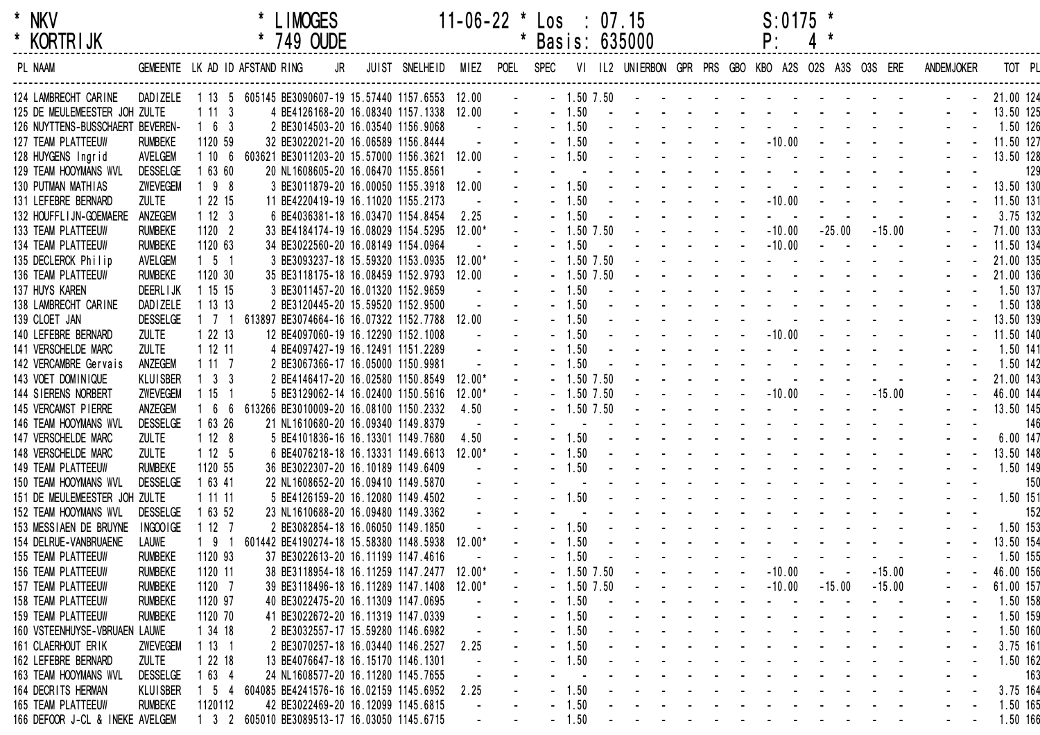\* NKV \* LIMOGES 11-06-22 \* Los : 07.15 S:0175 \*
\* KORTRIJK \* 749 OUDE \* Basis: 635000 P: 4 \*

| PL | NAAM | GEMEENTE | LK | AD | ID | AFSTAND | RING | JR | JUIST | SNELHEID | MIEZ | POEL | SPEC | VI | IL2 | UNIERBON | GPR | PRS | GBO | KBO | A2S | O2S | A3S | O3S | ERE | ANDEM | JOKER | TOT | PL |
|---|---|---|---|---|---|---|---|---|---|---|---|---|---|---|---|---|---|---|---|---|---|---|---|---|---|---|---|---|---|
| 124 | LAMBRECHT CARINE | DADIZELE | 1 | 13 | 5 | 605145 | BE3090607 | 19 | 15.57440 | 1157.6553 | 12.00 | - | - | 1.50 | 7.50 | - | - | - | - | - | - | - | - | - | - | - | - | 21.00 | 124 |
| 125 | DE MEULEMEESTER JOH | ZULTE | 1 | 11 | 3 | 4 | BE4126168 | 20 | 16.08340 | 1157.1338 | 12.00 | - | - | 1.50 | - | - | - | - | - | - | - | - | - | - | - | - | - | 13.50 | 125 |
| 126 | NUYTTENS-BUSSCHAERT | BEVEREN- | 1 | 6 | 3 | 2 | BE3014503 | 20 | 16.03540 | 1156.9068 | - | - | - | 1.50 | - | - | - | - | - | - | - | - | - | - | - | - | - | 1.50 | 126 |
| 127 | TEAM PLATTEEUW | RUMBEKE | 1 | 120 | 59 | 32 | BE3022021 | 20 | 16.06589 | 1156.8444 | - | - | - | 1.50 | - | - | - | - | - | - | -10.00 | - | - | - | - | - | - | 11.50 | 127 |
| 128 | HUYGENS Ingrid | AVELGEM | 1 | 10 | 6 | 603621 | BE3011203 | 20 | 15.57000 | 1156.3621 | 12.00 | - | - | 1.50 | - | - | - | - | - | - | - | - | - | - | - | - | - | 13.50 | 128 |
| 129 | TEAM HOOYMANS WVL | DESSELGE | 1 | 63 | 60 | 20 | NL1608605 | 20 | 16.06470 | 1155.8561 | - | - | - | - | - | - | - | - | - | - | - | - | - | - | - | - | - | | 129 |
| 130 | PUTMAN MATHIAS | ZWEVEGEM | 1 | 9 | 8 | 3 | BE3011879 | 20 | 16.00050 | 1155.3918 | 12.00 | - | - | 1.50 | - | - | - | - | - | - | - | - | - | - | - | - | - | 13.50 | 130 |
| 131 | LEFEBRE BERNARD | ZULTE | 1 | 22 | 15 | 11 | BE4220419 | 19 | 16.11020 | 1155.2173 | - | - | - | 1.50 | - | - | - | - | - | - | -10.00 | - | - | - | - | - | - | 11.50 | 131 |
| 132 | HOUFFLIJN-GOEMAERE | ANZEGEM | 1 | 12 | 3 | 6 | BE4036381 | 18 | 16.03470 | 1154.8454 | 2.25 | - | - | 1.50 | - | - | - | - | - | - | - | - | - | - | - | - | - | 3.75 | 132 |
| 133 | TEAM PLATTEEUW | RUMBEKE | 1 | 120 | 2 | 33 | BE4184174 | 19 | 16.08029 | 1154.5295 | 12.00* | - | - | 1.50 | 7.50 | - | - | - | - | - | -10.00 | - | -25.00 | -15.00 | - | - | - | 71.00 | 133 |
| 134 | TEAM PLATTEEUW | RUMBEKE | 1 | 120 | 63 | 34 | BE3022560 | 20 | 16.08149 | 1154.0964 | - | - | - | 1.50 | - | - | - | - | - | - | -10.00 | - | - | - | - | - | - | 11.50 | 134 |
| 135 | DECLERCK Philip | AVELGEM | 1 | 5 | 1 | 3 | BE3093237 | 18 | 15.59320 | 1153.0935 | 12.00* | - | - | 1.50 | 7.50 | - | - | - | - | - | - | - | - | - | - | - | - | 21.00 | 135 |
| 136 | TEAM PLATTEEUW | RUMBEKE | 1 | 120 | 30 | 35 | BE3118175 | 18 | 16.08459 | 1152.9793 | 12.00 | - | - | 1.50 | 7.50 | - | - | - | - | - | - | - | - | - | - | - | - | 21.00 | 136 |
| 137 | HUYS KAREN | DEERLIJK | 1 | 15 | 15 | 3 | BE3011457 | 20 | 16.01320 | 1152.9659 | - | - | - | 1.50 | - | - | - | - | - | - | - | - | - | - | - | - | - | 1.50 | 137 |
| 138 | LAMBRECHT CARINE | DADIZELE | 1 | 13 | 13 | 2 | BE3120445 | 20 | 15.59520 | 1152.9500 | - | - | - | 1.50 | - | - | - | - | - | - | - | - | - | - | - | - | - | 1.50 | 138 |
| 139 | CLOET JAN | DESSELGE | 1 | 7 | 1 | 613897 | BE3074664 | 16 | 16.07322 | 1152.7788 | 12.00 | - | - | 1.50 | - | - | - | - | - | - | - | - | - | - | - | - | - | 13.50 | 139 |
| 140 | LEFEBRE BERNARD | ZULTE | 1 | 22 | 13 | 12 | BE4097060 | 19 | 16.12290 | 1152.1008 | - | - | - | 1.50 | - | - | - | - | - | - | -10.00 | - | - | - | - | - | - | 11.50 | 140 |
| 141 | VERSCHELDE MARC | ZULTE | 1 | 12 | 11 | 4 | BE4097427 | 19 | 16.12491 | 1151.2289 | - | - | - | 1.50 | - | - | - | - | - | - | - | - | - | - | - | - | - | 1.50 | 141 |
| 142 | VERCAMBRE Gervais | ANZEGEM | 1 | 11 | 7 | 2 | BE3067366 | 17 | 16.05000 | 1150.9981 | - | - | - | 1.50 | - | - | - | - | - | - | - | - | - | - | - | - | - | 1.50 | 142 |
| 143 | VOET DOMINIQUE | KLUISBER | 1 | 3 | 3 | 2 | BE4146417 | 20 | 16.02580 | 1150.8549 | 12.00* | - | - | 1.50 | 7.50 | - | - | - | - | - | - | - | - | - | - | - | - | 21.00 | 143 |
| 144 | SIERENS NORBERT | ZWEVEGEM | 1 | 15 | 1 | 5 | BE3129062 | 14 | 16.02400 | 1150.5616 | 12.00* | - | - | 1.50 | 7.50 | - | - | - | - | - | -10.00 | - | - | -15.00 | - | - | - | 46.00 | 144 |
| 145 | VERCAMST PIERRE | ANZEGEM | 1 | 6 | 6 | 613266 | BE3010009 | 20 | 16.08100 | 1150.2332 | 4.50 | - | - | 1.50 | 7.50 | - | - | - | - | - | - | - | - | - | - | - | - | 13.50 | 145 |
| 146 | TEAM HOOYMANS WVL | DESSELGE | 1 | 63 | 26 | 21 | NL1610680 | 20 | 16.09340 | 1149.8379 | - | - | - | - | - | - | - | - | - | - | - | - | - | - | - | - | - | | 146 |
| 147 | VERSCHELDE MARC | ZULTE | 1 | 12 | 8 | 5 | BE4101836 | 16 | 16.13301 | 1149.7680 | 4.50 | - | - | 1.50 | - | - | - | - | - | - | - | - | - | - | - | - | - | 6.00 | 147 |
| 148 | VERSCHELDE MARC | ZULTE | 1 | 12 | 5 | 6 | BE4076218 | 18 | 16.13331 | 1149.6613 | 12.00* | - | - | 1.50 | - | - | - | - | - | - | - | - | - | - | - | - | - | 13.50 | 148 |
| 149 | TEAM PLATTEEUW | RUMBEKE | 1 | 120 | 55 | 36 | BE3022307 | 20 | 16.10189 | 1149.6409 | - | - | - | 1.50 | - | - | - | - | - | - | - | - | - | - | - | - | - | 1.50 | 149 |
| 150 | TEAM HOOYMANS WVL | DESSELGE | 1 | 63 | 41 | 22 | NL1608652 | 20 | 16.09410 | 1149.5870 | - | - | - | - | - | - | - | - | - | - | - | - | - | - | - | - | - | | 150 |
| 151 | DE MEULEMEESTER JOH | ZULTE | 1 | 11 | 11 | 5 | BE4126159 | 20 | 16.12080 | 1149.4502 | - | - | - | 1.50 | - | - | - | - | - | - | - | - | - | - | - | - | - | 1.50 | 151 |
| 152 | TEAM HOOYMANS WVL | DESSELGE | 1 | 63 | 52 | 23 | NL1610688 | 20 | 16.09480 | 1149.3362 | - | - | - | - | - | - | - | - | - | - | - | - | - | - | - | - | - | | 152 |
| 153 | MESSIAEN DE BRUYNE | INGOOIGE | 1 | 12 | 7 | 2 | BE3082854 | 18 | 16.06050 | 1149.1850 | - | - | - | 1.50 | - | - | - | - | - | - | - | - | - | - | - | - | - | 1.50 | 153 |
| 154 | DELRUE-VANBRUAENE | LAUWE | 1 | 9 | 1 | 601442 | BE4190274 | 18 | 15.58380 | 1148.5938 | 12.00* | - | - | 1.50 | - | - | - | - | - | - | - | - | - | - | - | - | - | 13.50 | 154 |
| 155 | TEAM PLATTEEUW | RUMBEKE | 1 | 120 | 93 | 37 | BE3022613 | 20 | 16.11199 | 1147.4616 | - | - | - | 1.50 | - | - | - | - | - | - | - | - | - | - | - | - | - | 1.50 | 155 |
| 156 | TEAM PLATTEEUW | RUMBEKE | 1 | 120 | 11 | 38 | BE3118954 | 18 | 16.11259 | 1147.2477 | 12.00* | - | - | 1.50 | 7.50 | - | - | - | - | - | -10.00 | - | - | -15.00 | - | - | - | 46.00 | 156 |
| 157 | TEAM PLATTEEUW | RUMBEKE | 1 | 120 | 7 | 39 | BE3118496 | 18 | 16.11289 | 1147.1408 | 12.00* | - | - | 1.50 | 7.50 | - | - | - | - | - | -10.00 | - | -15.00 | -15.00 | - | - | - | 61.00 | 157 |
| 158 | TEAM PLATTEEUW | RUMBEKE | 1 | 120 | 97 | 40 | BE3022475 | 20 | 16.11309 | 1147.0695 | - | - | - | 1.50 | - | - | - | - | - | - | - | - | - | - | - | - | - | 1.50 | 158 |
| 159 | TEAM PLATTEEUW | RUMBEKE | 1 | 120 | 70 | 41 | BE3022672 | 20 | 16.11319 | 1147.0339 | - | - | - | 1.50 | - | - | - | - | - | - | - | - | - | - | - | - | - | 1.50 | 159 |
| 160 | VSTEENHUYSE-VBRUAEN | LAUWE | 1 | 34 | 18 | 2 | BE3032557 | 17 | 15.59280 | 1146.6982 | - | - | - | 1.50 | - | - | - | - | - | - | - | - | - | - | - | - | - | 1.50 | 160 |
| 161 | CLAERHOUT ERIK | ZWEVEGEM | 1 | 13 | 1 | 2 | BE3070257 | 18 | 16.03440 | 1146.2527 | 2.25 | - | - | 1.50 | - | - | - | - | - | - | - | - | - | - | - | - | - | 3.75 | 161 |
| 162 | LEFEBRE BERNARD | ZULTE | 1 | 22 | 18 | 13 | BE4076647 | 18 | 16.15170 | 1146.1301 | - | - | - | 1.50 | - | - | - | - | - | - | - | - | - | - | - | - | - | 1.50 | 162 |
| 163 | TEAM HOOYMANS WVL | DESSELGE | 1 | 63 | 4 | 24 | NL1608577 | 20 | 16.11280 | 1145.7655 | - | - | - | - | - | - | - | - | - | - | - | - | - | - | - | - | - | | 163 |
| 164 | DECRITS HERMAN | KLUISBER | 1 | 5 | 4 | 604085 | BE4241576 | 16 | 16.02159 | 1145.6952 | 2.25 | - | - | 1.50 | - | - | - | - | - | - | - | - | - | - | - | - | - | 3.75 | 164 |
| 165 | TEAM PLATTEEUW | RUMBEKE | 1 | 120 | 112 | 42 | BE3022469 | 20 | 16.12099 | 1145.6815 | - | - | - | 1.50 | - | - | - | - | - | - | - | - | - | - | - | - | - | 1.50 | 165 |
| 166 | DEFOOR J-CL & INEKE | AVELGEM | 1 | 3 | 2 | 605010 | BE3089513 | 17 | 16.03050 | 1145.6715 | - | - | - | 1.50 | - | - | - | - | - | - | - | - | - | - | - | - | - | 1.50 | 166 |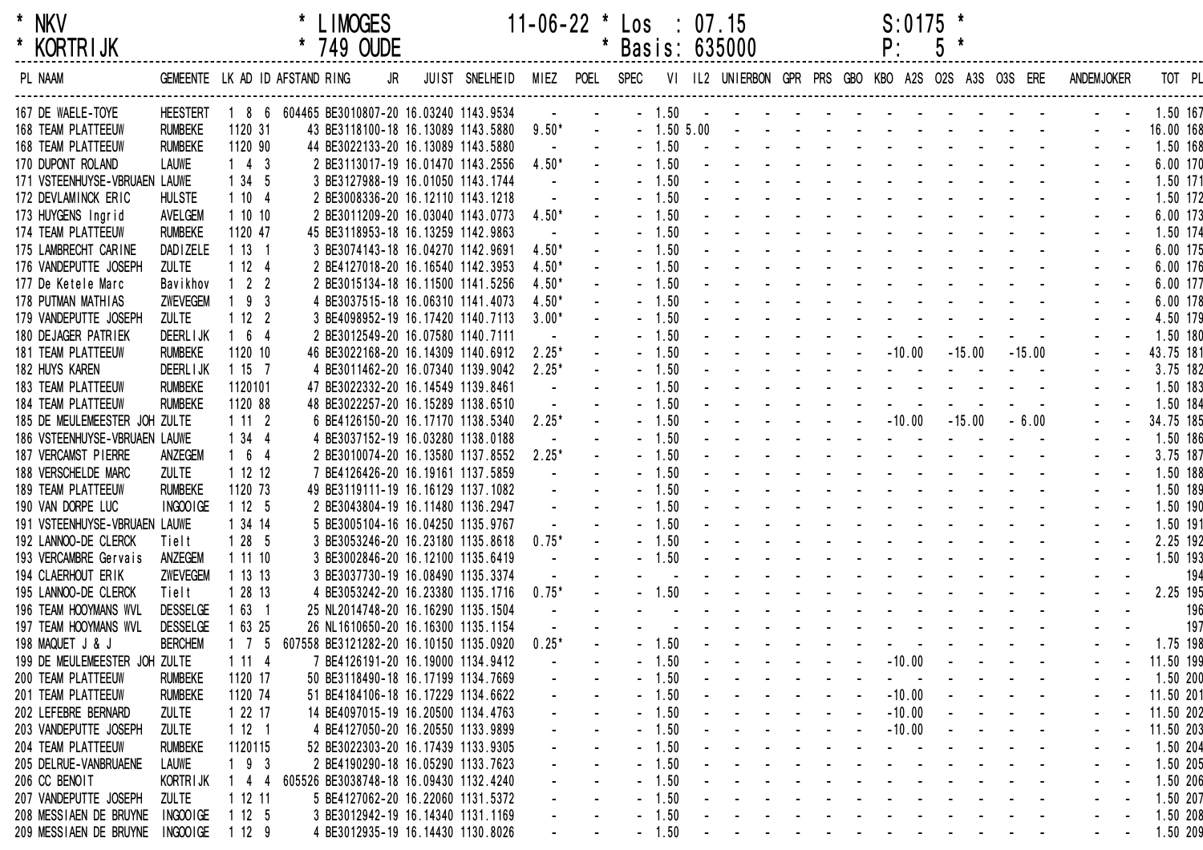| * NKV | * LIMOGES | 11-06-22 * Los : 07.15 | S:0175 * |
|---|---|---|---|
| * KORTRIJK | * 749 OUDE | * Basis: 635000 | P: 5 * |

| PL | NAAM | GEMEENTE | LK | AD | ID | AFSTAND | RING | JR | JUIST | SNELHEID | MIEZ | POEL | SPEC | VI | IL2 | UNIERBON | GPR | PRS | GBO | KBO | A2S | O2S | A3S | O3S | ERE | ANDEM | JOKER | TOT | PL |
|---|---|---|---|---|---|---|---|---|---|---|---|---|---|---|---|---|---|---|---|---|---|---|---|---|---|---|---|---|---|
| 167 | DE WAELE-TOYE | HEESTERT | 1 | 8 | 6 | 604465 | BE3010807-20 | | 16.03240 | 1143.9534 | - | - | - | 1.50 | - | - | - | - | - | - | - | - | - | - | - | - | - | 1.50 | 167 |
| 168 | TEAM PLATTEEUW | RUMBEKE | 1120 | 31 | | 43 | BE3118100-18 | | 16.13089 | 1143.5880 | 9.50* | - | - | 1.50 | 5.00 | - | - | - | - | - | - | - | - | - | - | - | - | 16.00 | 168 |
| 168 | TEAM PLATTEEUW | RUMBEKE | 1120 | 90 | | 44 | BE3022133-20 | | 16.13089 | 1143.5880 | - | - | - | 1.50 | - | - | - | - | - | - | - | - | - | - | - | - | - | 1.50 | 168 |
| 170 | DUPONT ROLAND | LAUWE | 1 | 4 | 3 | 2 | BE3113017-19 | | 16.01470 | 1143.2556 | 4.50* | - | - | 1.50 | - | - | - | - | - | - | - | - | - | - | - | - | - | 6.00 | 170 |
| 171 | VSTEENHUYSE-VBRUAEN | LAUWE | 1 | 34 | 5 | 3 | BE3127988-19 | | 16.01050 | 1143.1744 | - | - | - | 1.50 | - | - | - | - | - | - | - | - | - | - | - | - | - | 1.50 | 171 |
| 172 | DEVLAMINCK ERIC | HULSTE | 1 | 10 | 4 | 2 | BE3008336-20 | | 16.12110 | 1143.1218 | - | - | - | 1.50 | - | - | - | - | - | - | - | - | - | - | - | - | - | 1.50 | 172 |
| 173 | HUYGENS Ingrid | AVELGEM | 1 | 10 | 10 | 2 | BE3011209-20 | | 16.03040 | 1143.0773 | 4.50* | - | - | 1.50 | - | - | - | - | - | - | - | - | - | - | - | - | - | 6.00 | 173 |
| 174 | TEAM PLATTEEUW | RUMBEKE | 1120 | 47 | | 45 | BE3118953-18 | | 16.13259 | 1142.9863 | - | - | - | 1.50 | - | - | - | - | - | - | - | - | - | - | - | - | - | 1.50 | 174 |
| 175 | LAMBRECHT CARINE | DADIZELE | 1 | 13 | 1 | 3 | BE3074143-18 | | 16.04270 | 1142.9691 | 4.50* | - | - | 1.50 | - | - | - | - | - | - | - | - | - | - | - | - | - | 6.00 | 175 |
| 176 | VANDEPUTTE JOSEPH | ZULTE | 1 | 12 | 4 | 2 | BE4127018-20 | | 16.16540 | 1142.3953 | 4.50* | - | - | 1.50 | - | - | - | - | - | - | - | - | - | - | - | - | - | 6.00 | 176 |
| 177 | De Ketele Marc | Bavikhov | 1 | 2 | 2 | 2 | BE3015134-18 | | 16.11500 | 1141.5256 | 4.50* | - | - | 1.50 | - | - | - | - | - | - | - | - | - | - | - | - | - | 6.00 | 177 |
| 178 | PUTMAN MATHIAS | ZWEVEGEM | 1 | 9 | 3 | 4 | BE3037515-18 | | 16.06310 | 1141.4073 | 4.50* | - | - | 1.50 | - | - | - | - | - | - | - | - | - | - | - | - | - | 6.00 | 178 |
| 179 | VANDEPUTTE JOSEPH | ZULTE | 1 | 12 | 2 | 3 | BE4098952-19 | | 16.17420 | 1140.7113 | 3.00* | - | - | 1.50 | - | - | - | - | - | - | - | - | - | - | - | - | - | 4.50 | 179 |
| 180 | DEJAGER PATRIEK | DEERLIJK | 1 | 6 | 4 | 2 | BE3012549-20 | | 16.07580 | 1140.7111 | - | - | - | 1.50 | - | - | - | - | - | - | - | - | - | - | - | - | - | 1.50 | 180 |
| 181 | TEAM PLATTEEUW | RUMBEKE | 1120 | 10 | | 46 | BE3022168-20 | | 16.14309 | 1140.6912 | 2.25* | - | - | 1.50 | - | - | - | - | - | - | -10.00 | - | -15.00 | - | -15.00 | - | - | 43.75 | 181 |
| 182 | HUYS KAREN | DEERLIJK | 1 | 15 | 7 | 4 | BE3011462-20 | | 16.07340 | 1139.9042 | 2.25* | - | - | 1.50 | - | - | - | - | - | - | - | - | - | - | - | - | - | 3.75 | 182 |
| 183 | TEAM PLATTEEUW | RUMBEKE | 1120 | 101 | | 47 | BE3022332-20 | | 16.14549 | 1139.8461 | - | - | - | 1.50 | - | - | - | - | - | - | - | - | - | - | - | - | - | 1.50 | 183 |
| 184 | TEAM PLATTEEUW | RUMBEKE | 1120 | 88 | | 48 | BE3022257-20 | | 16.15289 | 1138.6510 | - | - | - | 1.50 | - | - | - | - | - | - | - | - | - | - | - | - | - | 1.50 | 184 |
| 185 | DE MEULEMEESTER JOH | ZULTE | 1 | 11 | 2 | 6 | BE4126150-20 | | 16.17170 | 1138.5340 | 2.25* | - | - | 1.50 | - | - | - | - | - | - | -10.00 | - | -15.00 | - | - 6.00 | - | - | 34.75 | 185 |
| 186 | VSTEENHUYSE-VBRUAEN | LAUWE | 1 | 34 | 4 | 4 | BE3037152-19 | | 16.03280 | 1138.0188 | - | - | - | 1.50 | - | - | - | - | - | - | - | - | - | - | - | - | - | 1.50 | 186 |
| 187 | VERCAMST PIERRE | ANZEGEM | 1 | 6 | 4 | 2 | BE3010074-20 | | 16.13580 | 1137.8552 | 2.25* | - | - | 1.50 | - | - | - | - | - | - | - | - | - | - | - | - | - | 3.75 | 187 |
| 188 | VERSCHELDE MARC | ZULTE | 1 | 12 | 12 | 7 | BE4126426-20 | | 16.19161 | 1137.5859 | - | - | - | 1.50 | - | - | - | - | - | - | - | - | - | - | - | - | - | 1.50 | 188 |
| 189 | TEAM PLATTEEUW | RUMBEKE | 1120 | 73 | | 49 | BE3119111-19 | | 16.16129 | 1137.1082 | - | - | - | 1.50 | - | - | - | - | - | - | - | - | - | - | - | - | - | 1.50 | 189 |
| 190 | VAN DORPE LUC | INGOOIGE | 1 | 12 | 5 | 2 | BE3043804-19 | | 16.11480 | 1136.2947 | - | - | - | 1.50 | - | - | - | - | - | - | - | - | - | - | - | - | - | 1.50 | 190 |
| 191 | VSTEENHUYSE-VBRUAEN | LAUWE | 1 | 34 | 14 | 5 | BE3005104-16 | | 16.04250 | 1135.9767 | - | - | - | 1.50 | - | - | - | - | - | - | - | - | - | - | - | - | - | 1.50 | 191 |
| 192 | LANNOO-DE CLERCK | Tielt | 1 | 28 | 5 | 3 | BE3053246-20 | | 16.23180 | 1135.8618 | 0.75* | - | - | 1.50 | - | - | - | - | - | - | - | - | - | - | - | - | - | 2.25 | 192 |
| 193 | VERCAMBRE Gervais | ANZEGEM | 1 | 11 | 10 | 3 | BE3002846-20 | | 16.12100 | 1135.6419 | - | - | - | 1.50 | - | - | - | - | - | - | - | - | - | - | - | - | - | 1.50 | 193 |
| 194 | CLAERHOUT ERIK | ZWEVEGEM | 1 | 13 | 13 | 3 | BE3037730-19 | | 16.08490 | 1135.3374 | - | - | - | - | - | - | - | - | - | - | - | - | - | - | - | - | - | | 194 |
| 195 | LANNOO-DE CLERCK | Tielt | 1 | 28 | 13 | 4 | BE3053242-20 | | 16.23380 | 1135.1716 | 0.75* | - | - | 1.50 | - | - | - | - | - | - | - | - | - | - | - | - | - | 2.25 | 195 |
| 196 | TEAM HOOYMANS WVL | DESSELGE | 1 | 63 | 1 | 25 | NL2014748-20 | | 16.29150 | 1135.1504 | - | - | - | - | - | - | - | - | - | - | - | - | - | - | - | - | - | | 196 |
| 197 | TEAM HOOYMANS WVL | DESSELGE | 1 | 63 | 25 | 26 | NL1610650-20 | | 16.30150 | 1135.1154 | - | - | - | - | - | - | - | - | - | - | - | - | - | - | - | - | - | | 197 |
| 198 | MAQUET J & J | BERCHEM | 1 | 7 | 5 | 607558 | BE3121282-20 | | 16.10150 | 1135.0920 | 0.25* | - | - | 1.50 | - | - | - | - | - | - | - | - | - | - | - | - | - | 1.75 | 198 |
| 199 | DE MEULEMEESTER JOH | ZULTE | 1 | 11 | 4 | 7 | BE4126191-20 | | 16.19000 | 1134.9412 | - | - | - | 1.50 | - | - | - | - | - | - | -10.00 | - | - | - | - | - | - | 11.50 | 199 |
| 200 | TEAM PLATTEEUW | RUMBEKE | 1120 | 17 | | 50 | BE3118490-18 | | 16.17199 | 1134.7669 | - | - | - | 1.50 | - | - | - | - | - | - | - | - | - | - | - | - | - | 1.50 | 200 |
| 201 | TEAM PLATTEEUW | RUMBEKE | 1120 | 74 | | 51 | BE4184106-18 | | 16.17229 | 1134.6622 | - | - | - | 1.50 | - | - | - | - | - | - | -10.00 | - | - | - | - | - | - | 11.50 | 201 |
| 202 | LEFEBRE BERNARD | ZULTE | 1 | 22 | 17 | 14 | BE4097015-19 | | 16.20500 | 1134.4763 | - | - | - | 1.50 | - | - | - | - | - | - | -10.00 | - | - | - | - | - | - | 11.50 | 202 |
| 203 | VANDEPUTTE JOSEPH | ZULTE | 1 | 12 | 1 | 4 | BE4127050-20 | | 16.20550 | 1133.9899 | - | - | - | 1.50 | - | - | - | - | - | - | -10.00 | - | - | - | - | - | - | 11.50 | 203 |
| 204 | TEAM PLATTEEUW | RUMBEKE | 1120 | 115 | | 52 | BE3022303-20 | | 16.17439 | 1133.9305 | - | - | - | 1.50 | - | - | - | - | - | - | - | - | - | - | - | - | - | 1.50 | 204 |
| 205 | DELRUE-VANBRUAENE | LAUWE | 1 | 9 | 3 | 2 | BE4190290-18 | | 16.05290 | 1133.7623 | - | - | - | 1.50 | - | - | - | - | - | - | - | - | - | - | - | - | - | 1.50 | 205 |
| 206 | CC BENOIT | KORTRIJK | 1 | 4 | 4 | 605526 | BE3038748-18 | | 16.09430 | 1132.4240 | - | - | - | 1.50 | - | - | - | - | - | - | - | - | - | - | - | - | - | 1.50 | 206 |
| 207 | VANDEPUTTE JOSEPH | ZULTE | 1 | 12 | 11 | 5 | BE4127062-20 | | 16.22060 | 1131.5372 | - | - | - | 1.50 | - | - | - | - | - | - | - | - | - | - | - | - | - | 1.50 | 207 |
| 208 | MESSIAEN DE BRUYNE | INGOOIGE | 1 | 12 | 5 | 3 | BE3012942-19 | | 16.14340 | 1131.1169 | - | - | - | 1.50 | - | - | - | - | - | - | - | - | - | - | - | - | - | 1.50 | 208 |
| 209 | MESSIAEN DE BRUYNE | INGOOIGE | 1 | 12 | 9 | 4 | BE3012935-19 | | 16.14430 | 1130.8026 | - | - | - | 1.50 | - | - | - | - | - | - | - | - | - | - | - | - | - | 1.50 | 209 |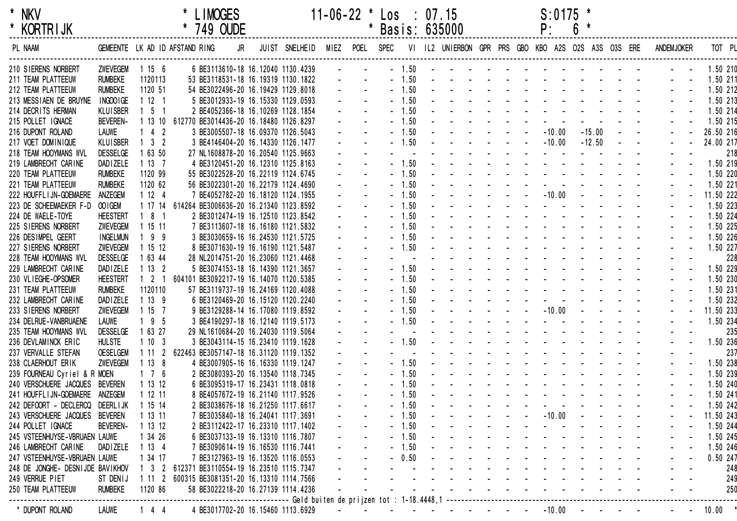\* NKV * LIMOGES 11-06-22 * Los : 07.15 S:0175 *
\* KORTRIJK * 749 OUDE * Basis: 635000 P: 6 *

| PL | NAAM | GEMEENTE | LK | AD | ID | AFSTAND | RING | JR | JUIST | SNELHEID | MIEZ | POEL | SPEC | VI | IL2 | UNIERBON | GPR | PRS | GBO | KBO | A2S | O2S | A3S | O3S | ERE | ANDEM | JOKER | TOT | PL |
|---|---|---|---|---|---|---|---|---|---|---|---|---|---|---|---|---|---|---|---|---|---|---|---|---|---|---|---|---|---|
| 210 | SIERENS NORBERT | ZWEVEGEM | 1 | 15 | 6 | 6 | BE3113610-18 | | 16.12040 | 1130.4239 | - | - | - | 1.50 | - | - | - | - | - | - | - | - | - | - | - | - | - | 1.50 | 210 |
| 211 | TEAM PLATTEEUW | RUMBEKE | 1 | 120 | 113 | 53 | BE3118531-18 | | 16.19319 | 1130.1822 | - | - | - | 1.50 | - | - | - | - | - | - | - | - | - | - | - | - | - | 1.50 | 211 |
| 212 | TEAM PLATTEEUW | RUMBEKE | 1 | 120 | 51 | 54 | BE3022496-20 | | 16.19429 | 1129.8018 | - | - | - | 1.50 | - | - | - | - | - | - | - | - | - | - | - | - | - | 1.50 | 212 |
| 213 | MESSIAEN DE BRUYNE | INGOOIGE | 1 | 12 | 1 | 5 | BE3012933-19 | | 16.15330 | 1129.0593 | - | - | - | 1.50 | - | - | - | - | - | - | - | - | - | - | - | - | - | 1.50 | 213 |
| 214 | DECRITS HERMAN | KLUISBER | 1 | 5 | 1 | 2 | BE4052366-18 | | 16.10269 | 1128.1854 | - | - | - | 1.50 | - | - | - | - | - | - | - | - | - | - | - | - | - | 1.50 | 214 |
| 215 | POLLET IGNACE | BEVEREN- | 1 | 13 | 10 | 612770 | BE3014436-20 | | 16.18480 | 1126.8297 | - | - | - | 1.50 | - | - | - | - | - | - | - | - | - | - | - | - | - | 1.50 | 215 |
| 216 | DUPONT ROLAND | LAUWE | 1 | 4 | 2 | 3 | BE3005507-18 | | 16.09370 | 1126.5043 | - | - | - | 1.50 | - | - | - | - | - | - | -10.00 | - | -15.00 | - | - | - | - | 26.50 | 216 |
| 217 | VOET DOMINIQUE | KLUISBER | 1 | 3 | 2 | 3 | BE4146404-20 | | 16.14330 | 1126.1477 | - | - | - | 1.50 | - | - | - | - | - | - | -10.00 | - | -12.50 | - | - | - | - | 24.00 | 217 |
| 218 | TEAM HOOYMANS WVL | DESSELGE | 1 | 63 | 50 | 27 | NL1608878-20 | | 16.20540 | 1125.9663 | - | - | - | - | - | - | - | - | - | - | - | - | - | - | - | - | - | | 218 |
| 219 | LAMBRECHT CARINE | DADIZELE | 1 | 13 | 7 | 4 | BE3120451-20 | | 16.12310 | 1125.8163 | - | - | - | 1.50 | - | - | - | - | - | - | - | - | - | - | - | - | - | 1.50 | 219 |
| 220 | TEAM PLATTEEUW | RUMBEKE | 1 | 120 | 99 | 55 | BE3022528-20 | | 16.22119 | 1124.6745 | - | - | - | 1.50 | - | - | - | - | - | - | - | - | - | - | - | - | - | 1.50 | 220 |
| 221 | TEAM PLATTEEUW | RUMBEKE | 1 | 120 | 62 | 56 | BE3022301-20 | | 16.22179 | 1124.4690 | - | - | - | 1.50 | - | - | - | - | - | - | - | - | - | - | - | - | - | 1.50 | 221 |
| 222 | HOUFFLIJN-GOEMAERE | ANZEGEM | 1 | 12 | 4 | 7 | BE4052782-20 | | 16.18120 | 1124.1955 | - | - | - | 1.50 | - | - | - | - | - | - | -10.00 | - | - | - | - | - | - | 11.50 | 222 |
| 223 | DE SCHEEMAEKER F-D | OOIGEM | 1 | 17 | 14 | 614264 | BE3006636-20 | | 16.21340 | 1123.8592 | - | - | - | 1.50 | - | - | - | - | - | - | - | - | - | - | - | - | - | 1.50 | 223 |
| 224 | DE WAELE-TOYE | HEESTERT | 1 | 8 | 1 | 2 | BE3012474-19 | | 16.12510 | 1123.8542 | - | - | - | 1.50 | - | - | - | - | - | - | - | - | - | - | - | - | - | 1.50 | 224 |
| 225 | SIERENS NORBERT | ZWEVEGEM | 1 | 15 | 11 | 7 | BE3113607-18 | | 16.16180 | 1121.5832 | - | - | - | 1.50 | - | - | - | - | - | - | - | - | - | - | - | - | - | 1.50 | 225 |
| 226 | DESIMPEL GEERT | INGELMUN | 1 | 9 | 9 | 3 | BE3030659-16 | | 16.24530 | 1121.5725 | - | - | - | 1.50 | - | - | - | - | - | - | - | - | - | - | - | - | - | 1.50 | 226 |
| 227 | SIERENS NORBERT | ZWEVEGEM | 1 | 15 | 12 | 8 | BE3071630-19 | | 16.16190 | 1121.5487 | - | - | - | 1.50 | - | - | - | - | - | - | - | - | - | - | - | - | - | 1.50 | 227 |
| 228 | TEAM HOOYMANS WVL | DESSELGE | 1 | 63 | 44 | 28 | NL2014751-20 | | 16.23060 | 1121.4468 | - | - | - | - | - | - | - | - | - | - | - | - | - | - | - | - | - | | 228 |
| 229 | LAMBRECHT CARINE | DADIZELE | 1 | 13 | 2 | 5 | BE3074153-18 | | 16.14390 | 1121.3657 | - | - | - | 1.50 | - | - | - | - | - | - | - | - | - | - | - | - | - | 1.50 | 229 |
| 230 | VLIEGHE-OPSOMER | HEESTERT | 1 | 2 | 1 | 604101 | BE3092217-19 | | 16.14070 | 1120.5385 | - | - | - | 1.50 | - | - | - | - | - | - | - | - | - | - | - | - | - | 1.50 | 230 |
| 231 | TEAM PLATTEEUW | RUMBEKE | 1 | 120 | 110 | 57 | BE3119737-19 | | 16.24169 | 1120.4088 | - | - | - | 1.50 | - | - | - | - | - | - | - | - | - | - | - | - | - | 1.50 | 231 |
| 232 | LAMBRECHT CARINE | DADIZELE | 1 | 13 | 9 | 6 | BE3120469-20 | | 16.15120 | 1120.2240 | - | - | - | 1.50 | - | - | - | - | - | - | - | - | - | - | - | - | - | 1.50 | 232 |
| 233 | SIERENS NORBERT | ZWEVEGEM | 1 | 15 | 7 | 9 | BE3129288-14 | | 16.17080 | 1119.8592 | - | - | - | 1.50 | - | - | - | - | - | - | -10.00 | - | - | - | - | - | - | 11.50 | 233 |
| 234 | DELRUE-VANBRUAENE | LAUWE | 1 | 9 | 5 | 3 | BE4190297-18 | | 16.12140 | 1119.5173 | - | - | - | 1.50 | - | - | - | - | - | - | - | - | - | - | - | - | - | 1.50 | 234 |
| 235 | TEAM HOOYMANS WVL | DESSELGE | 1 | 63 | 27 | 29 | NL1610684-20 | | 16.24030 | 1119.5064 | - | - | - | - | - | - | - | - | - | - | - | - | - | - | - | - | - | | 235 |
| 236 | DEVLAMINCK ERIC | HULSTE | 1 | 10 | 3 | 3 | BE3043114-15 | | 16.23410 | 1119.1628 | - | - | - | 1.50 | - | - | - | - | - | - | - | - | - | - | - | - | - | 1.50 | 236 |
| 237 | VERVALLE STEFAN | OESELGEM | 1 | 11 | 2 | 622463 | BE3057147-18 | | 16.31120 | 1119.1352 | - | - | - | - | - | - | - | - | - | - | - | - | - | - | - | - | - | | 237 |
| 238 | CLAERHOUT ERIK | ZWEVEGEM | 1 | 13 | 8 | 4 | BE3007905-16 | | 16.16330 | 1119.1247 | - | - | - | 1.50 | - | - | - | - | - | - | - | - | - | - | - | - | - | 1.50 | 238 |
| 239 | FOURNEAU Cyriel & R | MOEN | 1 | 7 | 6 | 2 | BE3080393-20 | | 16.13540 | 1118.7345 | - | - | - | 1.50 | - | - | - | - | - | - | - | - | - | - | - | - | - | 1.50 | 239 |
| 240 | VERSCHUERE JACQUES | BEVEREN | 1 | 13 | 12 | 6 | BE3095319-17 | | 16.23431 | 1118.0818 | - | - | - | 1.50 | - | - | - | - | - | - | - | - | - | - | - | - | - | 1.50 | 240 |
| 241 | HOUFFLIJN-GOEMAERE | ANZEGEM | 1 | 12 | 11 | 8 | BE4057672-19 | | 16.21140 | 1117.9526 | - | - | - | 1.50 | - | - | - | - | - | - | - | - | - | - | - | - | - | 1.50 | 241 |
| 242 | DEFOORT - DECLERCQ | DEERLIJK | 1 | 15 | 14 | 2 | BE3038676-18 | | 16.21250 | 1117.6617 | - | - | - | 1.50 | - | - | - | - | - | - | - | - | - | - | - | - | - | 1.50 | 242 |
| 243 | VERSCHUERE JACQUES | BEVEREN | 1 | 13 | 11 | 7 | BE3035840-18 | | 16.24041 | 1117.3691 | - | - | - | 1.50 | - | - | - | - | - | - | -10.00 | - | - | - | - | - | - | 11.50 | 243 |
| 244 | POLLET IGNACE | BEVEREN- | 1 | 13 | 12 | 2 | BE3112422-17 | | 16.23310 | 1117.1402 | - | - | - | 1.50 | - | - | - | - | - | - | - | - | - | - | - | - | - | 1.50 | 244 |
| 245 | VSTEENHUYSE-VBRUAEN | LAUWE | 1 | 34 | 26 | 6 | BE3037133-19 | | 16.13310 | 1116.7807 | - | - | - | 1.50 | - | - | - | - | - | - | - | - | - | - | - | - | - | 1.50 | 245 |
| 246 | LAMBRECHT CARINE | DADIZELE | 1 | 13 | 4 | 7 | BE3090614-19 | | 16.16530 | 1116.7441 | - | - | - | 1.50 | - | - | - | - | - | - | - | - | - | - | - | - | - | 1.50 | 246 |
| 247 | VSTEENHUYSE-VBRUAEN | LAUWE | 1 | 34 | 17 | 7 | BE3127963-19 | | 16.13520 | 1116.0553 | - | - | - | 0.50 | - | - | - | - | - | - | - | - | - | - | - | - | - | 0.50 | 247 |
| 248 | DE JONGHE- DESNIJDE | BAVIKHOV | 1 | 3 | 2 | 612371 | BE3110554-19 | | 16.23510 | 1115.7347 | - | - | - | - | - | - | - | - | - | - | - | - | - | - | - | - | - | | 248 |
| 249 | VERRUE PIET | ST DENIJ | 1 | 11 | 2 | 600315 | BE3081351-20 | | 16.13310 | 1114.7566 | - | - | - | - | - | - | - | - | - | - | - | - | - | - | - | - | - | | 249 |
| 250 | TEAM PLATTEEUW | RUMBEKE | 1 | 120 | 86 | 58 | BE3022218-20 | | 16.27139 | 1114.4236 | - | - | - | - | - | - | - | - | - | - | - | - | - | - | - | - | - | | 250 |

Geld buiten de prijzen tot : 1-18.4448,1

| PL | NAAM | GEMEENTE | LK | AD | ID | AFSTAND | RING | JR | JUIST | SNELHEID | MIEZ | POEL | SPEC | VI | IL2 | UNIERBON | GPR | PRS | GBO | KBO | A2S | O2S | A3S | O3S | ERE | ANDEM | JOKER | TOT | PL |
|---|---|---|---|---|---|---|---|---|---|---|---|---|---|---|---|---|---|---|---|---|---|---|---|---|---|---|---|---|---|
| * | DUPONT ROLAND | LAUWE | 1 | 4 | 4 | 4 | BE3017702-20 | | 16.15460 | 1113.6929 | - | - | - | - | - | - | - | - | - | - | -10.00 | - | - | - | - | - | - | 10.00 | * |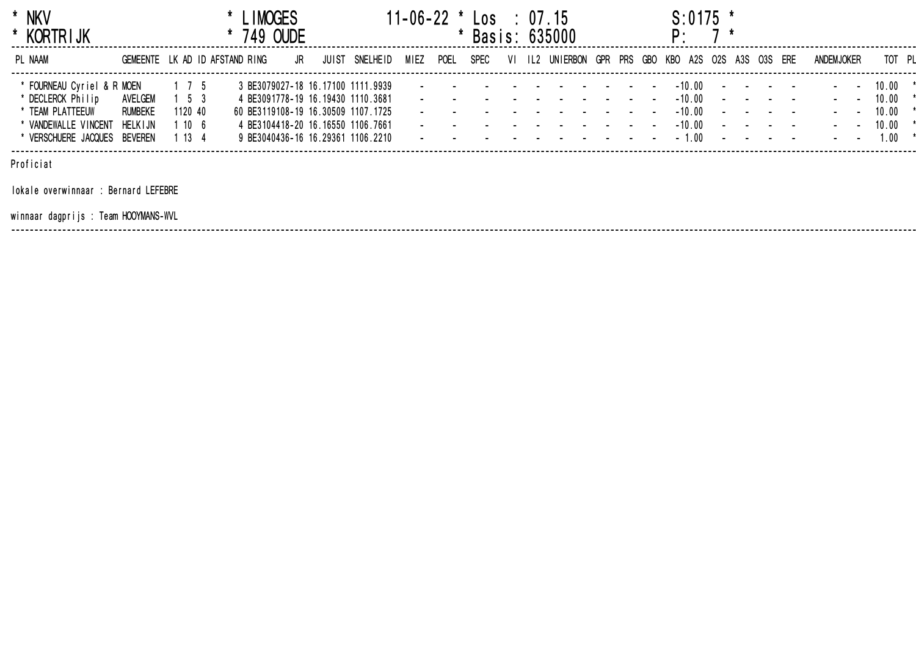* NKV * LIMOGES 11-06-22 * Los : 07.15 S:0175 *
* KORTRIJK * 749 OUDE * Basis: 635000 P: 7 *

| PL | NAAM | GEMEENTE | LK | AD | ID | AFSTAND | RING | JR | JUIST | SNELHEID | MIEZ | POEL | SPEC | VI | IL2 | UNIERBON | GPR | PRS | GBO | KBO | A2S | O2S | A3S | O3S | ERE | ANDEM | JOKER | TOT | PL |
|---|---|---|---|---|---|---|---|---|---|---|---|---|---|---|---|---|---|---|---|---|---|---|---|---|---|---|---|---|---|
| * | FOURNEAU Cyriel & R | MOEN | 1 | 7 | 5 | | 3 BE3079027-18 | | 16.17100 | 1111.9939 | - | - | - | - | - | - | - | - | - | - | -10.00 | - | - | - | - | - | - | 10.00 | * |
| * | DECLERCK Philip | AVELGEM | 1 | 5 | 3 | | 4 BE3091778-19 | | 16.19430 | 1110.3681 | - | - | - | - | - | - | - | - | - | - | -10.00 | - | - | - | - | - | - | 10.00 | * |
| * | TEAM PLATTEEUW | RUMBEKE | 1 | 120 | 40 | | 60 BE3119108-19 | | 16.30509 | 1107.1725 | - | - | - | - | - | - | - | - | - | - | -10.00 | - | - | - | - | - | - | 10.00 | * |
| * | VANDEWALLE VINCENT | HELKIJN | 1 | 10 | 6 | | 4 BE3104418-20 | | 16.16550 | 1106.7661 | - | - | - | - | - | - | - | - | - | - | -10.00 | - | - | - | - | - | - | 10.00 | * |
| * | VERSCHUERE JACQUES | BEVEREN | 1 | 13 | 4 | | 9 BE3040436-16 | | 16.29361 | 1106.2210 | - | - | - | - | - | - | - | - | - | - | - 1.00 | - | - | - | - | - | - | 1.00 | * |

Proficiat

lokale overwinnaar : Bernard LEFEBRE

winnaar dagprijs : Team HOOYMANS-WVL